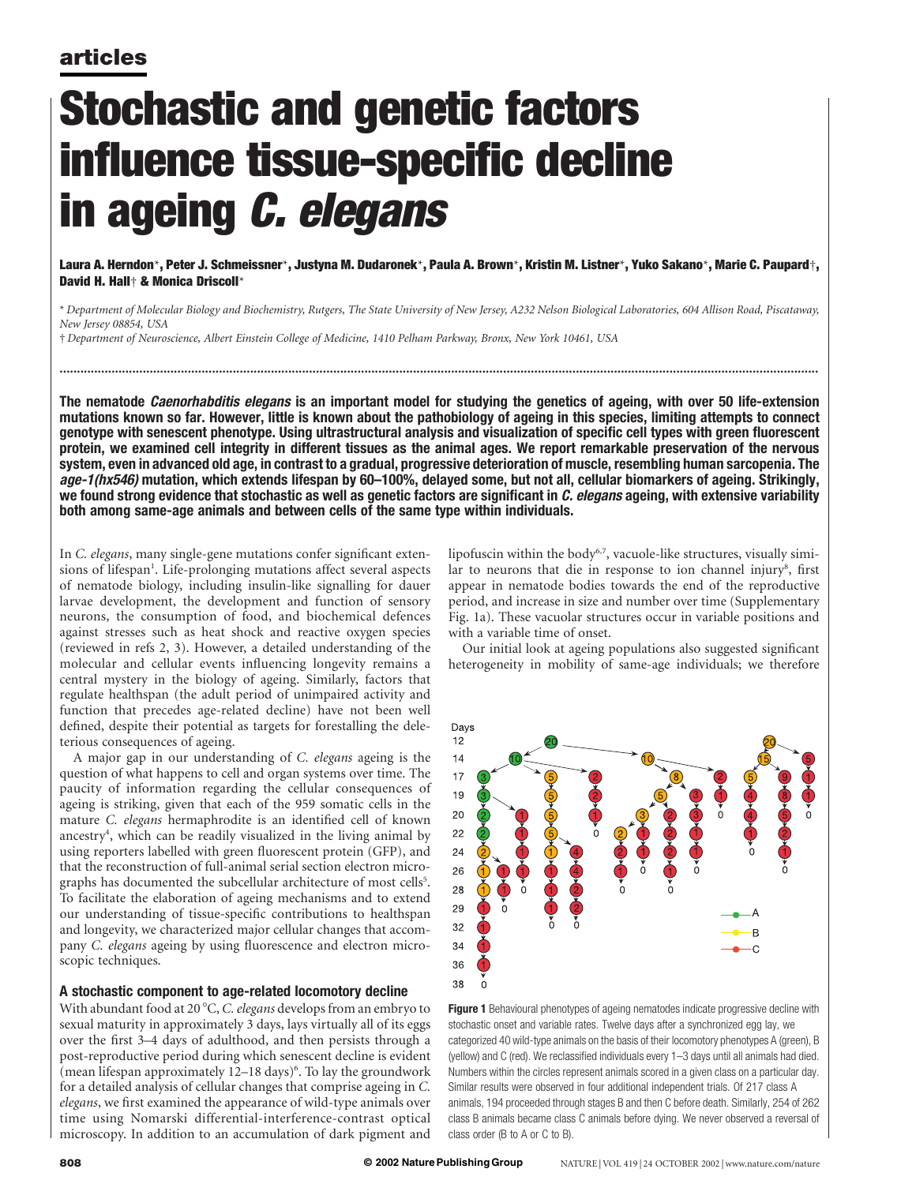articles

# Stochastic and genetic factors influence tissue-specific decline in ageing *C. elegans*

**Laura A. Herndon*, Peter J. Schmeissner*, Justyna M. Dudaronek*, Paula A. Brown*, Kristin M. Listner*, Yuko Sakano*, Marie C. Paupard†, David H. Hall† & Monica Driscoll***

\* *Department of Molecular Biology and Biochemistry, Rutgers, The State University of New Jersey, A232 Nelson Biological Laboratories, 604 Allison Road, Piscataway, New Jersey 08854, USA*

† *Department of Neuroscience, Albert Einstein College of Medicine, 1410 Pelham Parkway, Bronx, New York 10461, USA*

**The nematode *Caenorhabditis elegans* is an important model for studying the genetics of ageing, with over 50 life-extension mutations known so far. However, little is known about the pathobiology of ageing in this species, limiting attempts to connect genotype with senescent phenotype. Using ultrastructural analysis and visualization of specific cell types with green fluorescent protein, we examined cell integrity in different tissues as the animal ages. We report remarkable preservation of the nervous system, even in advanced old age, in contrast to a gradual, progressive deterioration of muscle, resembling human sarcopenia. The *age-1(hx546)* mutation, which extends lifespan by 60–100%, delayed some, but not all, cellular biomarkers of ageing. Strikingly, we found strong evidence that stochastic as well as genetic factors are significant in *C. elegans* ageing, with extensive variability both among same-age animals and between cells of the same type within individuals.**

In *C. elegans*, many single-gene mutations confer significant extensions of lifespan[1]. Life-prolonging mutations affect several aspects of nematode biology, including insulin-like signalling for dauer larvae development, the development and function of sensory neurons, the consumption of food, and biochemical defences against stresses such as heat shock and reactive oxygen species (reviewed in refs 2, 3). However, a detailed understanding of the molecular and cellular events influencing longevity remains a central mystery in the biology of ageing. Similarly, factors that regulate healthspan (the adult period of unimpaired activity and function that precedes age-related decline) have not been well defined, despite their potential as targets for forestalling the deleterious consequences of ageing.

A major gap in our understanding of *C. elegans* ageing is the question of what happens to cell and organ systems over time. The paucity of information regarding the cellular consequences of ageing is striking, given that each of the 959 somatic cells in the mature *C. elegans* hermaphrodite is an identified cell of known ancestry[4], which can be readily visualized in the living animal by using reporters labelled with green fluorescent protein (GFP), and that the reconstruction of full-animal serial section electron micrographs has documented the subcellular architecture of most cells[5]. To facilitate the elaboration of ageing mechanisms and to extend our understanding of tissue-specific contributions to healthspan and longevity, we characterized major cellular changes that accompany *C. elegans* ageing by using fluorescence and electron microscopic techniques.

## A stochastic component to age-related locomotory decline

With abundant food at 20 °C, *C. elegans* develops from an embryo to sexual maturity in approximately 3 days, lays virtually all of its eggs over the first 3–4 days of adulthood, and then persists through a post-reproductive period during which senescent decline is evident (mean lifespan approximately 12–18 days)[6]. To lay the groundwork for a detailed analysis of cellular changes that comprise ageing in *C. elegans*, we first examined the appearance of wild-type animals over time using Nomarski differential-interference-contrast optical microscopy. In addition to an accumulation of dark pigment and lipofuscin within the body[6,7], vacuole-like structures, visually similar to neurons that die in response to ion channel injury[8], first appear in nematode bodies towards the end of the reproductive period, and increase in size and number over time (Supplementary Fig. 1a). These vacuolar structures occur in variable positions and with a variable time of onset.

Our initial look at ageing populations also suggested significant heterogeneity in mobility of same-age individuals; we therefore

**Figure 1** Behavioural phenotypes of ageing nematodes indicate progressive decline with stochastic onset and variable rates. Twelve days after a synchronized egg lay, we categorized 40 wild-type animals on the basis of their locomotory phenotypes A (green), B (yellow) and C (red). We reclassified individuals every 1–3 days until all animals had died. Numbers within the circles represent animals scored in a given class on a particular day. Similar results were observed in four additional independent trials. Of 217 class A animals, 194 proceeded through stages B and then C before death. Similarly, 254 of 262 class B animals became class C animals before dying. We never observed a reversal of class order (B to A or C to B).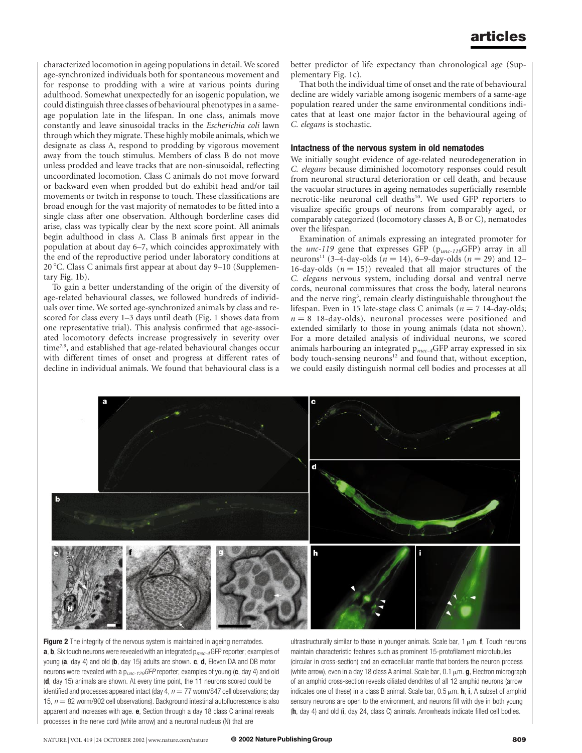characterized locomotion in ageing populations in detail. We scored age-synchronized individuals both for spontaneous movement and for response to prodding with a wire at various points during adulthood. Somewhat unexpectedly for an isogenic population, we could distinguish three classes of behavioural phenotypes in a same-age population late in the lifespan. In one class, animals move constantly and leave sinusoidal tracks in the *Escherichia coli* lawn through which they migrate. These highly mobile animals, which we designate as class A, respond to prodding by vigorous movement away from the touch stimulus. Members of class B do not move unless prodded and leave tracks that are non-sinusoidal, reflecting uncoordinated locomotion. Class C animals do not move forward or backward even when prodded but do exhibit head and/or tail movements or twitch in response to touch. These classifications are broad enough for the vast majority of nematodes to be fitted into a single class after one observation. Although borderline cases did arise, class was typically clear by the next score point. All animals begin adulthood in class A. Class B animals first appear in the population at about day 6–7, which coincides approximately with the end of the reproductive period under laboratory conditions at 20 °C. Class C animals first appear at about day 9–10 (Supplementary Fig. 1b).

To gain a better understanding of the origin of the diversity of age-related behavioural classes, we followed hundreds of individuals over time. We sorted age-synchronized animals by class and rescored for class every 1–3 days until death (Fig. 1 shows data from one representative trial). This analysis confirmed that age-associated locomotory defects increase progressively in severity over time[7,9], and established that age-related behavioural changes occur with different times of onset and progress at different rates of decline in individual animals. We found that behavioural class is a better predictor of life expectancy than chronological age (Supplementary Fig. 1c).

That both the individual time of onset and the rate of behavioural decline are widely variable among isogenic members of a same-age population reared under the same environmental conditions indicates that at least one major factor in the behavioural ageing of *C. elegans* is stochastic.

## Intactness of the nervous system in old nematodes

We initially sought evidence of age-related neurodegeneration in *C. elegans* because diminished locomotory responses could result from neuronal structural deterioration or cell death, and because the vacuolar structures in ageing nematodes superficially resemble necrotic-like neuronal cell deaths[10]. We used GFP reporters to visualize specific groups of neurons from comparably aged, or comparably categorized (locomotory classes A, B or C), nematodes over the lifespan.

Examination of animals expressing an integrated promoter for the *unc-119* gene that expresses GFP ($p_{unc-119}$GFP) array in all neurons[11] (3–4-day-olds ($n = 14$), 6–9-day-olds ($n = 29$) and 12–16-day-olds ($n = 15$)) revealed that all major structures of the *C. elegans* nervous system, including dorsal and ventral nerve cords, neuronal commissures that cross the body, lateral neurons and the nerve ring[5], remain clearly distinguishable throughout the lifespan. Even in 15 late-stage class C animals ($n = 7$ 14-day-olds; $n = 8$ 18-day-olds), neuronal processes were positioned and extended similarly to those in young animals (data not shown). For a more detailed analysis of individual neurons, we scored animals harbouring an integrated $p_{mec-4}$GFP array expressed in six body touch-sensing neurons[12] and found that, without exception, we could easily distinguish normal cell bodies and processes at all

**Figure 2** The integrity of the nervous system is maintained in ageing nematodes. **a**, **b**, Six touch neurons were revealed with an integrated $p_{mec-4}$GFP reporter; examples of young (**a**, day 4) and old (**b**, day 15) adults are shown. **c**, **d**, Eleven DA and DB motor neurons were revealed with a $p_{unc-129}$*GFP* reporter; examples of young (**c**, day 4) and old (**d**, day 15) animals are shown. At every time point, the 11 neurons scored could be identified and processes appeared intact (day 4, $n = 77$ worm/847 cell observations; day 15, $n = 82$ worm/902 cell observations). Background intestinal autofluorescence is also apparent and increases with age. **e**, Section through a day 18 class C animal reveals processes in the nerve cord (white arrow) and a neuronal nucleus (N) that are ultrastructurally similar to those in younger animals. Scale bar, 1 μm. **f**, Touch neurons maintain characteristic features such as prominent 15-protofilament microtubules (circular in cross-section) and an extracellular mantle that borders the neuron process (white arrow), even in a day 18 class A animal. Scale bar, 0.1 μm. **g**, Electron micrograph of an amphid cross-section reveals ciliated dendrites of all 12 amphid neurons (arrow indicates one of these) in a class B animal. Scale bar, 0.5 μm. **h**, **i**, A subset of amphid sensory neurons are open to the environment, and neurons fill with dye in both young (**h**, day 4) and old (**i**, day 24, class C) animals. Arrowheads indicate filled cell bodies.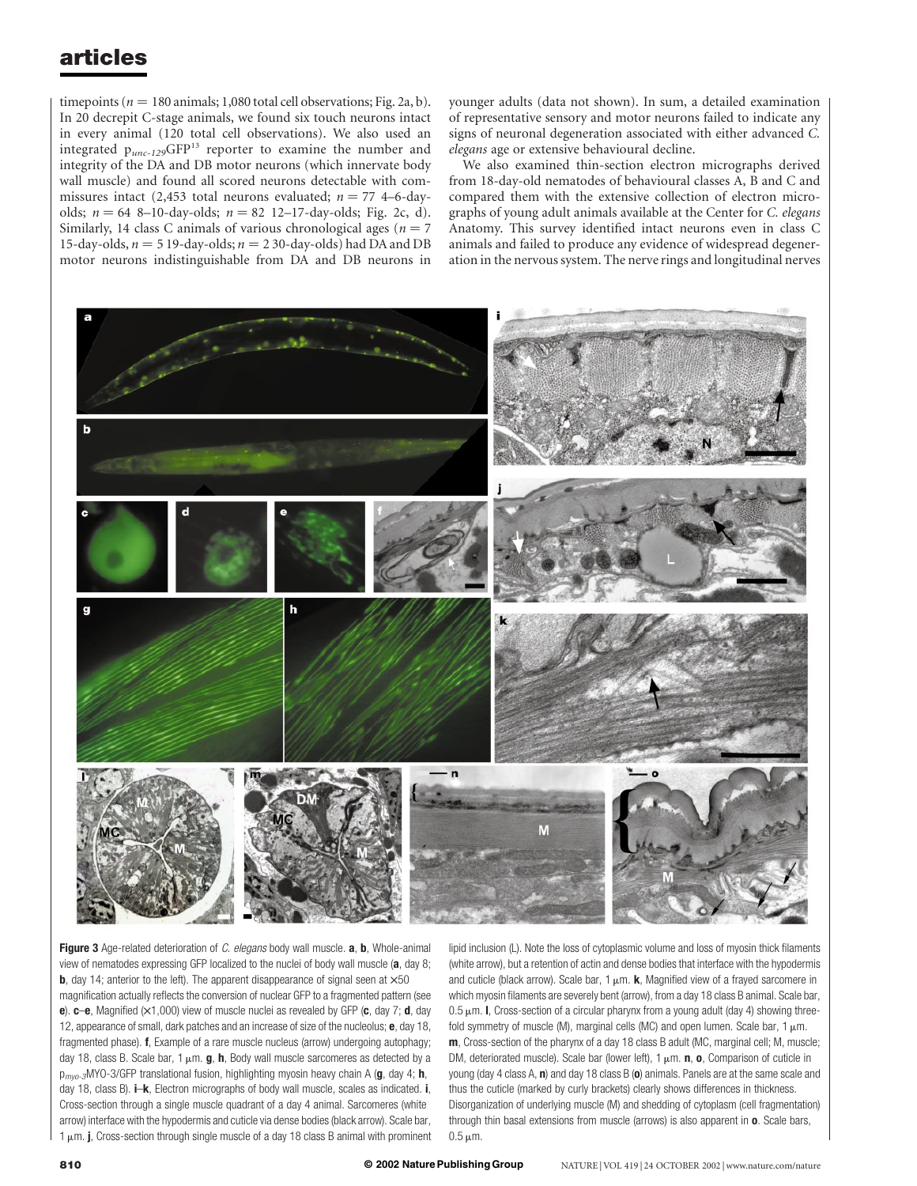timepoints ($n = 180$ animals; 1,080 total cell observations; Fig. 2a, b). In 20 decrepit C-stage animals, we found six touch neurons intact in every animal (120 total cell observations). We also used an integrated $p_{unc-129}$GFP[13] reporter to examine the number and integrity of the DA and DB motor neurons (which innervate body wall muscle) and found all scored neurons detectable with commissures intact (2,453 total neurons evaluated; $n = 77$ 4–6-day-olds; $n = 64$ 8–10-day-olds; $n = 82$ 12–17-day-olds; Fig. 2c, d). Similarly, 14 class C animals of various chronological ages ($n = 7$ 15-day-olds, $n = 5$ 19-day-olds; $n = 2$ 30-day-olds) had DA and DB motor neurons indistinguishable from DA and DB neurons in younger adults (data not shown). In sum, a detailed examination of representative sensory and motor neurons failed to indicate any signs of neuronal degeneration associated with either advanced *C. elegans* age or extensive behavioural decline.

We also examined thin-section electron micrographs derived from 18-day-old nematodes of behavioural classes A, B and C and compared them with the extensive collection of electron micrographs of young adult animals available at the Center for *C. elegans* Anatomy. This survey identified intact neurons even in class C animals and failed to produce any evidence of widespread degeneration in the nervous system. The nerve rings and longitudinal nerves

**Figure 3** Age-related deterioration of *C. elegans* body wall muscle. **a**, **b**, Whole-animal view of nematodes expressing GFP localized to the nuclei of body wall muscle (**a**, day 8; **b**, day 14; anterior to the left). The apparent disappearance of signal seen at ×50 magnification actually reflects the conversion of nuclear GFP to a fragmented pattern (see **e**). **c**–**e**, Magnified (×1,000) view of muscle nuclei as revealed by GFP (**c**, day 7; **d**, day 12, appearance of small, dark patches and an increase of size of the nucleolus; **e**, day 18, fragmented phase). **f**, Example of a rare muscle nucleus (arrow) undergoing autophagy; day 18, class B. Scale bar, 1 μm. **g**, **h**, Body wall muscle sarcomeres as detected by a $p_{myo-3}$MYO-3/GFP translational fusion, highlighting myosin heavy chain A (**g**, day 4; **h**, day 18, class B). **i**–**k**, Electron micrographs of body wall muscle, scales as indicated. **i**, Cross-section through a single muscle quadrant of a day 4 animal. Sarcomeres (white arrow) interface with the hypodermis and cuticle via dense bodies (black arrow). Scale bar, 1 μm. **j**, Cross-section through single muscle of a day 18 class B animal with prominent lipid inclusion (L). Note the loss of cytoplasmic volume and loss of myosin thick filaments (white arrow), but a retention of actin and dense bodies that interface with the hypodermis and cuticle (black arrow). Scale bar, 1 μm. **k**, Magnified view of a frayed sarcomere in which myosin filaments are severely bent (arrow), from a day 18 class B animal. Scale bar, 0.5 μm. **l**, Cross-section of a circular pharynx from a young adult (day 4) showing three-fold symmetry of muscle (M), marginal cells (MC) and open lumen. Scale bar, 1 μm. **m**, Cross-section of the pharynx of a day 18 class B adult (MC, marginal cell; M, muscle; DM, deteriorated muscle). Scale bar (lower left), 1 μm. **n**, **o**, Comparison of cuticle in young (day 4 class A, **n**) and day 18 class B (**o**) animals. Panels are at the same scale and thus the cuticle (marked by curly brackets) clearly shows differences in thickness. Disorganization of underlying muscle (M) and shedding of cytoplasm (cell fragmentation) through thin basal extensions from muscle (arrows) is also apparent in **o**. Scale bars, 0.5 μm.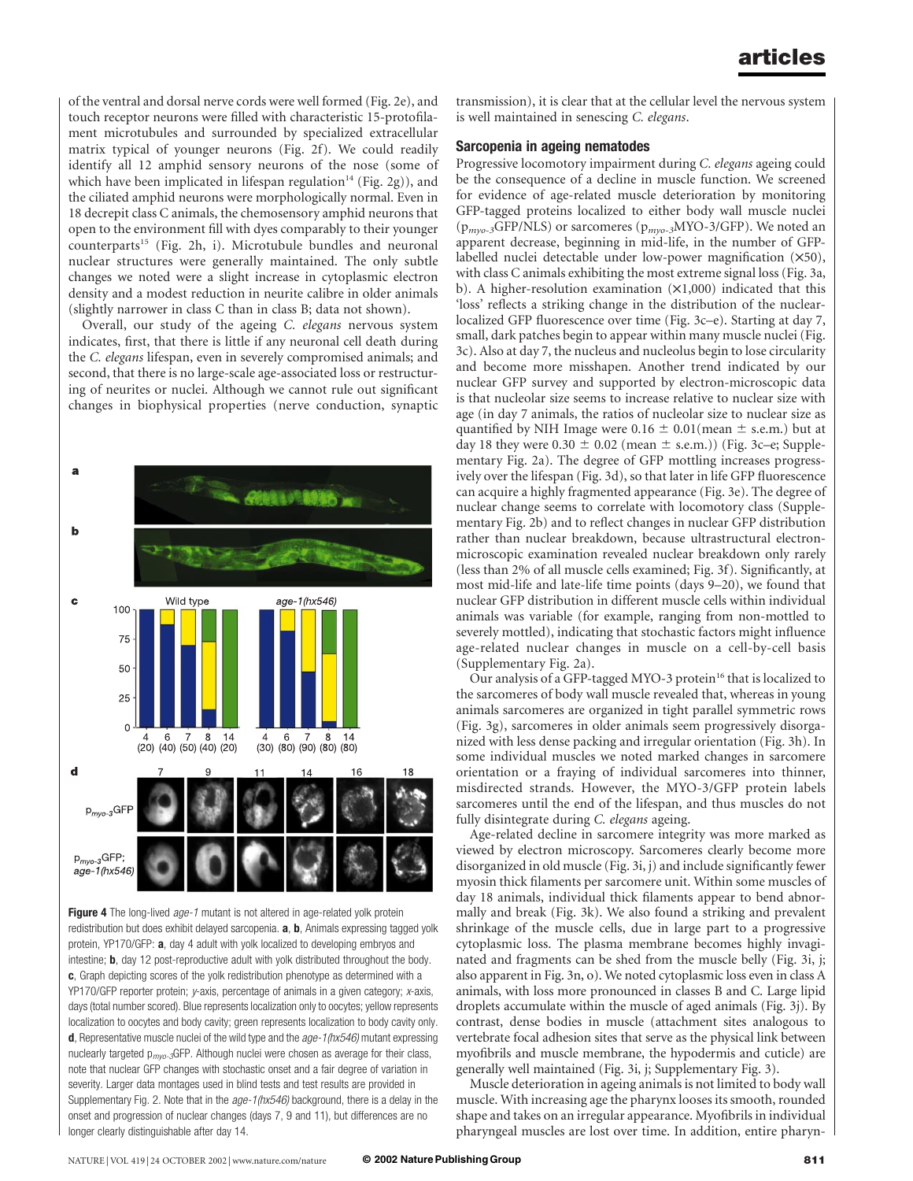of the ventral and dorsal nerve cords were well formed (Fig. 2e), and touch receptor neurons were filled with characteristic 15-protofilament microtubules and surrounded by specialized extracellular matrix typical of younger neurons (Fig. 2f). We could readily identify all 12 amphid sensory neurons of the nose (some of which have been implicated in lifespan regulation[14] (Fig. 2g)), and the ciliated amphid neurons were morphologically normal. Even in 18 decrepit class C animals, the chemosensory amphid neurons that open to the environment fill with dyes comparably to their younger counterparts[15] (Fig. 2h, i). Microtubule bundles and neuronal nuclear structures were generally maintained. The only subtle changes we noted were a slight increase in cytoplasmic electron density and a modest reduction in neurite calibre in older animals (slightly narrower in class C than in class B; data not shown).

Overall, our study of the ageing *C. elegans* nervous system indicates, first, that there is little if any neuronal cell death during the *C. elegans* lifespan, even in severely compromised animals; and second, that there is no large-scale age-associated loss or restructuring of neurites or nuclei. Although we cannot rule out significant changes in biophysical properties (nerve conduction, synaptic transmission), it is clear that at the cellular level the nervous system is well maintained in senescing *C. elegans*.

**Figure 4** The long-lived *age-1* mutant is not altered in age-related yolk protein redistribution but does exhibit delayed sarcopenia. **a**, **b**, Animals expressing tagged yolk protein, YP170/GFP: **a**, day 4 adult with yolk localized to developing embryos and intestine; **b**, day 12 post-reproductive adult with yolk distributed throughout the body. **c**, Graph depicting scores of the yolk redistribution phenotype as determined with a YP170/GFP reporter protein; *y*-axis, percentage of animals in a given category; *x*-axis, days (total number scored). Blue represents localization only to oocytes; yellow represents localization to oocytes and body cavity; green represents localization to body cavity only. **d**, Representative muscle nuclei of the wild type and the *age-1(hx546)* mutant expressing nuclearly targeted $p_{myo-3}$GFP. Although nuclei were chosen as average for their class, note that nuclear GFP changes with stochastic onset and a fair degree of variation in severity. Larger data montages used in blind tests and test results are provided in Supplementary Fig. 2. Note that in the *age-1(hx546)* background, there is a delay in the onset and progression of nuclear changes (days 7, 9 and 11), but differences are no longer clearly distinguishable after day 14.

## Sarcopenia in ageing nematodes

Progressive locomotory impairment during *C. elegans* ageing could be the consequence of a decline in muscle function. We screened for evidence of age-related muscle deterioration by monitoring GFP-tagged proteins localized to either body wall muscle nuclei ($p_{myo-3}$GFP/NLS) or sarcomeres ($p_{myo-3}$MYO-3/GFP). We noted an apparent decrease, beginning in mid-life, in the number of GFP-labelled nuclei detectable under low-power magnification (×50), with class C animals exhibiting the most extreme signal loss (Fig. 3a, b). A higher-resolution examination (×1,000) indicated that this 'loss' reflects a striking change in the distribution of the nuclear-localized GFP fluorescence over time (Fig. 3c–e). Starting at day 7, small, dark patches begin to appear within many muscle nuclei (Fig. 3c). Also at day 7, the nucleus and nucleolus begin to lose circularity and become more misshapen. Another trend indicated by our nuclear GFP survey and supported by electron-microscopic data is that nucleolar size seems to increase relative to nuclear size with age (in day 7 animals, the ratios of nucleolar size to nuclear size as quantified by NIH Image were 0.16 ± 0.01(mean ± s.e.m.) but at day 18 they were 0.30 ± 0.02 (mean ± s.e.m.)) (Fig. 3c–e; Supplementary Fig. 2a). The degree of GFP mottling increases progressively over the lifespan (Fig. 3d), so that later in life GFP fluorescence can acquire a highly fragmented appearance (Fig. 3e). The degree of nuclear change seems to correlate with locomotory class (Supplementary Fig. 2b) and to reflect changes in nuclear GFP distribution rather than nuclear breakdown, because ultrastructural electron-microscopic examination revealed nuclear breakdown only rarely (less than 2% of all muscle cells examined; Fig. 3f). Significantly, at most mid-life and late-life time points (days 9–20), we found that nuclear GFP distribution in different muscle cells within individual animals was variable (for example, ranging from non-mottled to severely mottled), indicating that stochastic factors might influence age-related nuclear changes in muscle on a cell-by-cell basis (Supplementary Fig. 2a).

Our analysis of a GFP-tagged MYO-3 protein[16] that is localized to the sarcomeres of body wall muscle revealed that, whereas in young animals sarcomeres are organized in tight parallel symmetric rows (Fig. 3g), sarcomeres in older animals seem progressively disorganized with less dense packing and irregular orientation (Fig. 3h). In some individual muscles we noted marked changes in sarcomere orientation or a fraying of individual sarcomeres into thinner, misdirected strands. However, the MYO-3/GFP protein labels sarcomeres until the end of the lifespan, and thus muscles do not fully disintegrate during *C. elegans* ageing.

Age-related decline in sarcomere integrity was more marked as viewed by electron microscopy. Sarcomeres clearly become more disorganized in old muscle (Fig. 3i, j) and include significantly fewer myosin thick filaments per sarcomere unit. Within some muscles of day 18 animals, individual thick filaments appear to bend abnormally and break (Fig. 3k). We also found a striking and prevalent shrinkage of the muscle cells, due in large part to a progressive cytoplasmic loss. The plasma membrane becomes highly invaginated and fragments can be shed from the muscle belly (Fig. 3i, j; also apparent in Fig. 3n, o). We noted cytoplasmic loss even in class A animals, with loss more pronounced in classes B and C. Large lipid droplets accumulate within the muscle of aged animals (Fig. 3j). By contrast, dense bodies in muscle (attachment sites analogous to vertebrate focal adhesion sites that serve as the physical link between myofibrils and muscle membrane, the hypodermis and cuticle) are generally well maintained (Fig. 3i, j; Supplementary Fig. 3).

Muscle deterioration in ageing animals is not limited to body wall muscle. With increasing age the pharynx looses its smooth, rounded shape and takes on an irregular appearance. Myofibrils in individual pharyngeal muscles are lost over time. In addition, entire pharyn-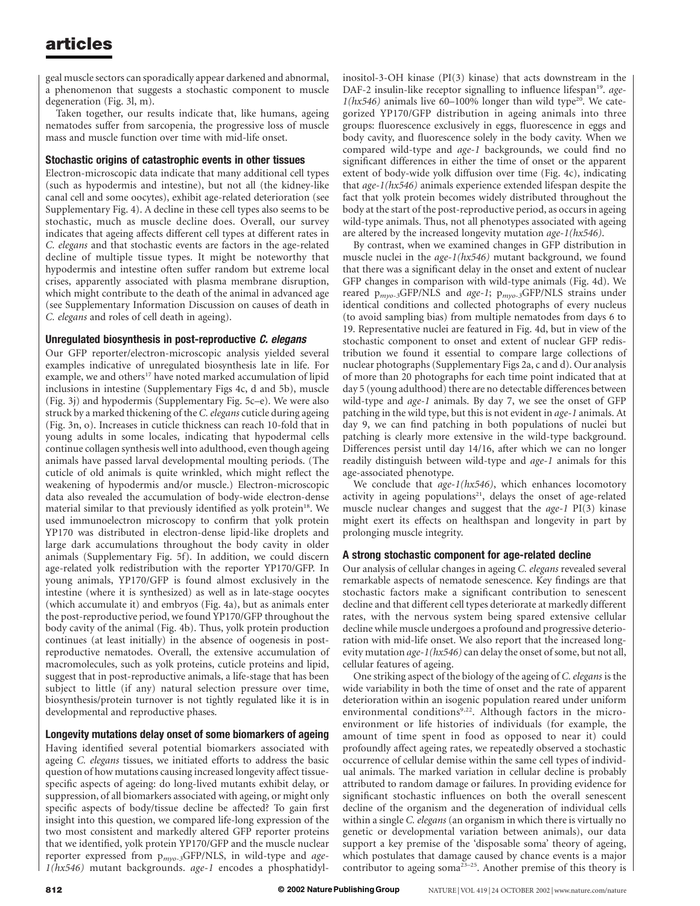geal muscle sectors can sporadically appear darkened and abnormal, a phenomenon that suggests a stochastic component to muscle degeneration (Fig. 3l, m).

Taken together, our results indicate that, like humans, ageing nematodes suffer from sarcopenia, the progressive loss of muscle mass and muscle function over time with mid-life onset.

### Stochastic origins of catastrophic events in other tissues

Electron-microscopic data indicate that many additional cell types (such as hypodermis and intestine), but not all (the kidney-like canal cell and some oocytes), exhibit age-related deterioration (see Supplementary Fig. 4). A decline in these cell types also seems to be stochastic, much as muscle decline does. Overall, our survey indicates that ageing affects different cell types at different rates in *C. elegans* and that stochastic events are factors in the age-related decline of multiple tissue types. It might be noteworthy that hypodermis and intestine often suffer random but extreme local crises, apparently associated with plasma membrane disruption, which might contribute to the death of the animal in advanced age (see Supplementary Information Discussion on causes of death in *C. elegans* and roles of cell death in ageing).

### Unregulated biosynthesis in post-reproductive *C. elegans*

Our GFP reporter/electron-microscopic analysis yielded several examples indicative of unregulated biosynthesis late in life. For example, we and others[17] have noted marked accumulation of lipid inclusions in intestine (Supplementary Figs 4c, d and 5b), muscle (Fig. 3j) and hypodermis (Supplementary Fig. 5c–e). We were also struck by a marked thickening of the *C. elegans* cuticle during ageing (Fig. 3n, o). Increases in cuticle thickness can reach 10-fold that in young adults in some locales, indicating that hypodermal cells continue collagen synthesis well into adulthood, even though ageing animals have passed larval developmental moulting periods. (The cuticle of old animals is quite wrinkled, which might reflect the weakening of hypodermis and/or muscle.) Electron-microscopic data also revealed the accumulation of body-wide electron-dense material similar to that previously identified as yolk protein[18]. We used immunoelectron microscopy to confirm that yolk protein YP170 was distributed in electron-dense lipid-like droplets and large dark accumulations throughout the body cavity in older animals (Supplementary Fig. 5f). In addition, we could discern age-related yolk redistribution with the reporter YP170/GFP. In young animals, YP170/GFP is found almost exclusively in the intestine (where it is synthesized) as well as in late-stage oocytes (which accumulate it) and embryos (Fig. 4a), but as animals enter the post-reproductive period, we found YP170/GFP throughout the body cavity of the animal (Fig. 4b). Thus, yolk protein production continues (at least initially) in the absence of oogenesis in post-reproductive nematodes. Overall, the extensive accumulation of macromolecules, such as yolk proteins, cuticle proteins and lipid, suggest that in post-reproductive animals, a life-stage that has been subject to little (if any) natural selection pressure over time, biosynthesis/protein turnover is not tightly regulated like it is in developmental and reproductive phases.

### Longevity mutations delay onset of some biomarkers of ageing

Having identified several potential biomarkers associated with ageing *C. elegans* tissues, we initiated efforts to address the basic question of how mutations causing increased longevity affect tissue-specific aspects of ageing: do long-lived mutants exhibit delay, or suppression, of all biomarkers associated with ageing, or might only specific aspects of body/tissue decline be affected? To gain first insight into this question, we compared life-long expression of the two most consistent and markedly altered GFP reporter proteins that we identified, yolk protein YP170/GFP and the muscle nuclear reporter expressed from $p_{myo-3}$GFP/NLS, in wild-type and *age-1(hx546)* mutant backgrounds. *age-1* encodes a phosphatidylinositol-3-OH kinase (PI(3) kinase) that acts downstream in the DAF-2 insulin-like receptor signalling to influence lifespan[19]. *age-1(hx546)* animals live 60–100% longer than wild type[20]. We categorized YP170/GFP distribution in ageing animals into three groups: fluorescence exclusively in eggs, fluorescence in eggs and body cavity, and fluorescence solely in the body cavity. When we compared wild-type and *age-1* backgrounds, we could find no significant differences in either the time of onset or the apparent extent of body-wide yolk diffusion over time (Fig. 4c), indicating that *age-1(hx546)* animals experience extended lifespan despite the fact that yolk protein becomes widely distributed throughout the body at the start of the post-reproductive period, as occurs in ageing wild-type animals. Thus, not all phenotypes associated with ageing are altered by the increased longevity mutation *age-1(hx546)*.

By contrast, when we examined changes in GFP distribution in muscle nuclei in the *age-1(hx546)* mutant background, we found that there was a significant delay in the onset and extent of nuclear GFP changes in comparison with wild-type animals (Fig. 4d). We reared $p_{myo-3}$GFP/NLS and *age-1*; $p_{myo-3}$GFP/NLS strains under identical conditions and collected photographs of every nucleus (to avoid sampling bias) from multiple nematodes from days 6 to 19. Representative nuclei are featured in Fig. 4d, but in view of the stochastic component to onset and extent of nuclear GFP redistribution we found it essential to compare large collections of nuclear photographs (Supplementary Figs 2a, c and d). Our analysis of more than 20 photographs for each time point indicated that at day 5 (young adulthood) there are no detectable differences between wild-type and *age-1* animals. By day 7, we see the onset of GFP patching in the wild type, but this is not evident in *age-1* animals. At day 9, we can find patching in both populations of nuclei but patching is clearly more extensive in the wild-type background. Differences persist until day 14/16, after which we can no longer readily distinguish between wild-type and *age-1* animals for this age-associated phenotype.

We conclude that *age-1(hx546)*, which enhances locomotory activity in ageing populations[21], delays the onset of age-related muscle nuclear changes and suggest that the *age-1* PI(3) kinase might exert its effects on healthspan and longevity in part by prolonging muscle integrity.

### A strong stochastic component for age-related decline

Our analysis of cellular changes in ageing *C. elegans* revealed several remarkable aspects of nematode senescence. Key findings are that stochastic factors make a significant contribution to senescent decline and that different cell types deteriorate at markedly different rates, with the nervous system being spared extensive cellular decline while muscle undergoes a profound and progressive deterioration with mid-life onset. We also report that the increased longevity mutation *age-1(hx546)* can delay the onset of some, but not all, cellular features of ageing.

One striking aspect of the biology of the ageing of *C. elegans* is the wide variability in both the time of onset and the rate of apparent deterioration within an isogenic population reared under uniform environmental conditions[9,22]. Although factors in the micro-environment or life histories of individuals (for example, the amount of time spent in food as opposed to near it) could profoundly affect ageing rates, we repeatedly observed a stochastic occurrence of cellular demise within the same cell types of individual animals. The marked variation in cellular decline is probably attributed to random damage or failures. In providing evidence for significant stochastic influences on both the overall senescent decline of the organism and the degeneration of individual cells within a single *C. elegans* (an organism in which there is virtually no genetic or developmental variation between animals), our data support a key premise of the 'disposable soma' theory of ageing, which postulates that damage caused by chance events is a major contributor to ageing soma[23–25]. Another premise of this theory is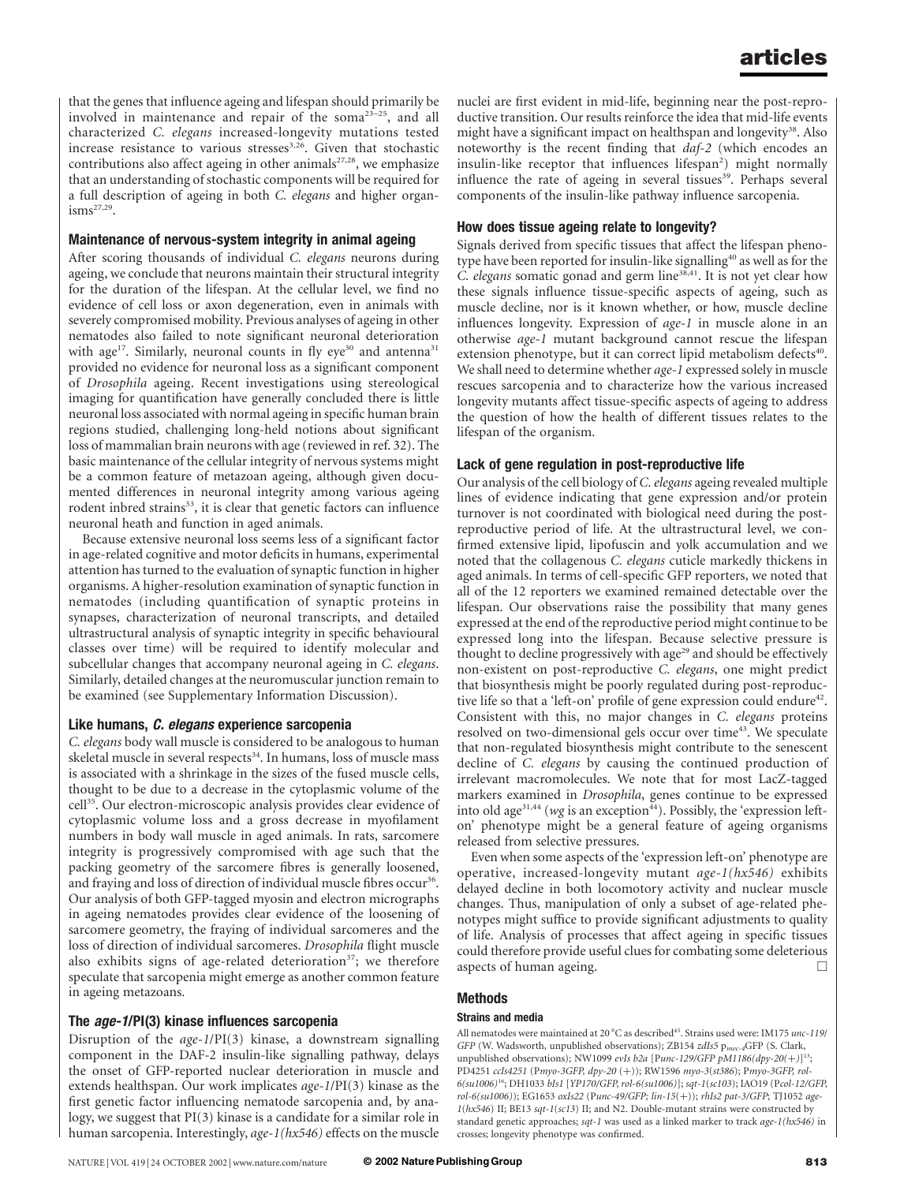that the genes that influence ageing and lifespan should primarily be involved in maintenance and repair of the soma[23–25], and all characterized *C. elegans* increased-longevity mutations tested increase resistance to various stresses[3,26]. Given that stochastic contributions also affect ageing in other animals[27,28], we emphasize that an understanding of stochastic components will be required for a full description of ageing in both *C. elegans* and higher organisms[27,29].

### Maintenance of nervous-system integrity in animal ageing

After scoring thousands of individual *C. elegans* neurons during ageing, we conclude that neurons maintain their structural integrity for the duration of the lifespan. At the cellular level, we find no evidence of cell loss or axon degeneration, even in animals with severely compromised mobility. Previous analyses of ageing in other nematodes also failed to note significant neuronal deterioration with age[17]. Similarly, neuronal counts in fly eye[30] and antenna[31] provided no evidence for neuronal loss as a significant component of *Drosophila* ageing. Recent investigations using stereological imaging for quantification have generally concluded there is little neuronal loss associated with normal ageing in specific human brain regions studied, challenging long-held notions about significant loss of mammalian brain neurons with age (reviewed in ref. 32). The basic maintenance of the cellular integrity of nervous systems might be a common feature of metazoan ageing, although given documented differences in neuronal integrity among various ageing rodent inbred strains[33], it is clear that genetic factors can influence neuronal heath and function in aged animals.

Because extensive neuronal loss seems less of a significant factor in age-related cognitive and motor deficits in humans, experimental attention has turned to the evaluation of synaptic function in higher organisms. A higher-resolution examination of synaptic function in nematodes (including quantification of synaptic proteins in synapses, characterization of neuronal transcripts, and detailed ultrastructural analysis of synaptic integrity in specific behavioural classes over time) will be required to identify molecular and subcellular changes that accompany neuronal ageing in *C. elegans*. Similarly, detailed changes at the neuromuscular junction remain to be examined (see Supplementary Information Discussion).

### Like humans, *C. elegans* experience sarcopenia

*C. elegans* body wall muscle is considered to be analogous to human skeletal muscle in several respects[34]. In humans, loss of muscle mass is associated with a shrinkage in the sizes of the fused muscle cells, thought to be due to a decrease in the cytoplasmic volume of the cell[35]. Our electron-microscopic analysis provides clear evidence of cytoplasmic volume loss and a gross decrease in myofilament numbers in body wall muscle in aged animals. In rats, sarcomere integrity is progressively compromised with age such that the packing geometry of the sarcomere fibres is generally loosened, and fraying and loss of direction of individual muscle fibres occur[36]. Our analysis of both GFP-tagged myosin and electron micrographs in ageing nematodes provides clear evidence of the loosening of sarcomere geometry, the fraying of individual sarcomeres and the loss of direction of individual sarcomeres. *Drosophila* flight muscle also exhibits signs of age-related deterioration[37]; we therefore speculate that sarcopenia might emerge as another common feature in ageing metazoans.

### The *age-1*/PI(3) kinase influences sarcopenia

Disruption of the *age-1*/PI(3) kinase, a downstream signalling component in the DAF-2 insulin-like signalling pathway, delays the onset of GFP-reported nuclear deterioration in muscle and extends healthspan. Our work implicates *age-1*/PI(3) kinase as the first genetic factor influencing nematode sarcopenia and, by analogy, we suggest that PI(3) kinase is a candidate for a similar role in human sarcopenia. Interestingly, *age-1(hx546)* effects on the muscle nuclei are first evident in mid-life, beginning near the post-reproductive transition. Our results reinforce the idea that mid-life events might have a significant impact on healthspan and longevity[38]. Also noteworthy is the recent finding that *daf-2* (which encodes an insulin-like receptor that influences lifespan[2]) might normally influence the rate of ageing in several tissues[39]. Perhaps several components of the insulin-like pathway influence sarcopenia.

### How does tissue ageing relate to longevity?

Signals derived from specific tissues that affect the lifespan phenotype have been reported for insulin-like signalling[40] as well as for the *C. elegans* somatic gonad and germ line[38,41]. It is not yet clear how these signals influence tissue-specific aspects of ageing, such as muscle decline, nor is it known whether, or how, muscle decline influences longevity. Expression of *age-1* in muscle alone in an otherwise *age-1* mutant background cannot rescue the lifespan extension phenotype, but it can correct lipid metabolism defects[40]. We shall need to determine whether *age-1* expressed solely in muscle rescues sarcopenia and to characterize how the various increased longevity mutants affect tissue-specific aspects of ageing to address the question of how the health of different tissues relates to the lifespan of the organism.

### Lack of gene regulation in post-reproductive life

Our analysis of the cell biology of *C. elegans* ageing revealed multiple lines of evidence indicating that gene expression and/or protein turnover is not coordinated with biological need during the post-reproductive period of life. At the ultrastructural level, we confirmed extensive lipid, lipofuscin and yolk accumulation and we noted that the collagenous *C. elegans* cuticle markedly thickens in aged animals. In terms of cell-specific GFP reporters, we noted that all of the 12 reporters we examined remained detectable over the lifespan. Our observations raise the possibility that many genes expressed at the end of the reproductive period might continue to be expressed long into the lifespan. Because selective pressure is thought to decline progressively with age[29] and should be effectively non-existent on post-reproductive *C. elegans*, one might predict that biosynthesis might be poorly regulated during post-reproductive life so that a 'left-on' profile of gene expression could endure[42]. Consistent with this, no major changes in *C. elegans* proteins resolved on two-dimensional gels occur over time[43]. We speculate that non-regulated biosynthesis might contribute to the senescent decline of *C. elegans* by causing the continued production of irrelevant macromolecules. We note that for most LacZ-tagged markers examined in *Drosophila*, genes continue to be expressed into old age[31,44] (*wg* is an exception[44]). Possibly, the 'expression left-on' phenotype might be a general feature of ageing organisms released from selective pressures.

Even when some aspects of the 'expression left-on' phenotype are operative, increased-longevity mutant *age-1(hx546)* exhibits delayed decline in both locomotory activity and nuclear muscle changes. Thus, manipulation of only a subset of age-related phenotypes might suffice to provide significant adjustments to quality of life. Analysis of processes that affect ageing in specific tissues could therefore provide useful clues for combating some deleterious aspects of human ageing. □

## Methods

### Strains and media

All nematodes were maintained at 20 °C as described[45]. Strains used were: IM175 *unc-119/GFP* (W. Wadsworth, unpublished observations); ZB154 *zdIs5* $p_{mec-4}$GFP (S. Clark, unpublished observations); NW1099 *evIs b2a* [P*unc-129/GFP pM1186(dpy-20(+)*][13]; PD4251 *ccIs4251* (P*myo-3GFP, dpy-20* (+)); RW1596 *myo-3(st386)*; P*myo-3GFP, rol-6(su1006)*[16]; DH1033 *bIs1* [*YP170/GFP, rol-6(su1006)*]; *sqt-1(sc103)*; IAO19 (P*col-12/GFP, rol-6(su1006)*); EG1653 *oxIs22* (P*unc-49/GFP; lin-15*(+)); *rhIs2 pat-3/GFP*; TJ1052 *age-1(hx546)* II; BE13 *sqt-1(sc13)* II; and N2. Double-mutant strains were constructed by standard genetic approaches; *sqt-1* was used as a linked marker to track *age-1(hx546)* in crosses; longevity phenotype was confirmed.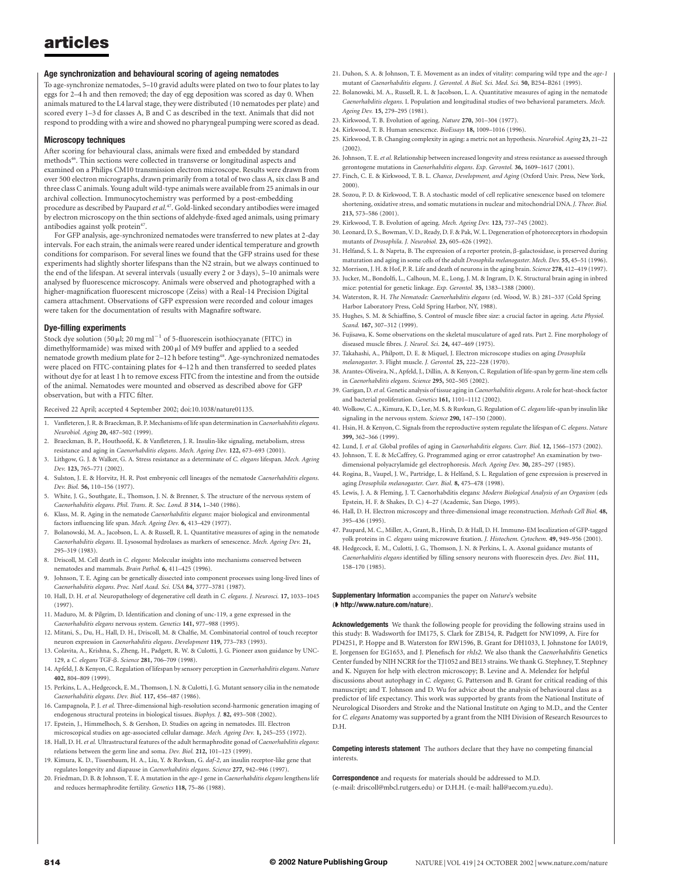### Age synchronization and behavioural scoring of ageing nematodes

To age-synchronize nematodes, 5–10 gravid adults were plated on two to four plates to lay eggs for 2–4 h and then removed; the day of egg deposition was scored as day 0. When animals matured to the L4 larval stage, they were distributed (10 nematodes per plate) and scored every 1–3 d for classes A, B and C as described in the text. Animals that did not respond to prodding with a wire and showed no pharyngeal pumping were scored as dead.

### Microscopy techniques

After scoring for behavioural class, animals were fixed and embedded by standard methods[46]. Thin sections were collected in transverse or longitudinal aspects and examined on a Philips CM10 transmission electron microscope. Results were drawn from over 500 electron micrographs, drawn primarily from a total of two class A, six class B and three class C animals. Young adult wild-type animals were available from 25 animals in our archival collection. Immunocytochemistry was performed by a post-embedding procedure as described by Paupard *et al.*[47]. Gold-linked secondary antibodies were imaged by electron microscopy on the thin sections of aldehyde-fixed aged animals, using primary antibodies against yolk protein[47].

For GFP analysis, age-synchronized nematodes were transferred to new plates at 2-day intervals. For each strain, the animals were reared under identical temperature and growth conditions for comparison. For several lines we found that the GFP strains used for these experiments had slightly shorter lifespans than the N2 strain, but we always continued to the end of the lifespan. At several intervals (usually every 2 or 3 days), 5–10 animals were analysed by fluorescence microscopy. Animals were observed and photographed with a higher-magnification fluorescent microscope (Zeiss) with a Real-14 Precision Digital camera attachment. Observations of GFP expression were recorded and colour images were taken for the documentation of results with Magnafire software.

### Dye-filling experiments

Stock dye solution (50 μl; 20 mg ml$^{-1}$ of 5-fluorescein isothiocyanate (FITC) in dimethylformamide) was mixed with 200 μl of M9 buffer and applied to a seeded nematode growth medium plate for 2–12 h before testing[48]. Age-synchronized nematodes were placed on FITC-containing plates for 4–12 h and then transferred to seeded plates without dye for at least 1 h to remove excess FITC from the intestine and from the outside of the animal. Nematodes were mounted and observed as described above for GFP observation, but with a FITC filter.

Received 22 April; accepted 4 September 2002; doi:10.1038/nature01135.

1. Vanfleteren, J. R. & Braeckman, B. P. Mechanisms of life span determination in *Caenorhabditis elegans*. *Neurobiol. Aging* **20,** 487–502 (1999).
2. Braeckman, B. P., Houthoofd, K. & Vanfleteren, J. R. Insulin-like signaling, metabolism, stress resistance and aging in *Caenorhabditis elegans*. *Mech. Ageing Dev.* **122,** 673–693 (2001).
3. Lithgow, G. J. & Walker, G. A. Stress resistance as a determinate of *C. elegans* lifespan. *Mech. Ageing Dev.* **123,** 765–771 (2002).
4. Sulston, J. E. & Horvitz, H. R. Post embryonic cell lineages of the nematode *Caenorhabditis elegans*. *Dev. Biol.* **56,** 110–156 (1977).
5. White, J. G., Southgate, E., Thomson, J. N. & Brenner, S. The structure of the nervous system of *Caenorhabditis elegans*. *Phil. Trans. R. Soc. Lond. B* **314,** 1–340 (1986).
6. Klass, M. R. Aging in the nematode *Caenorhabditis elegans*: major biological and environmental factors influencing life span. *Mech. Ageing Dev.* **6,** 413–429 (1977).
7. Bolanowski, M. A., Jacobson, L. A. & Russell, R. L. Quantitative measures of ageing in the nematode *Caenorhabditis elegans*. II. Lysosomal hydrolases as markers of senescence. *Mech. Ageing Dev.* **21,** 295–319 (1983).
8. Driscoll, M. Cell death in *C. elegans*: Molecular insights into mechanisms conserved between nematodes and mammals. *Brain Pathol.* **6,** 411–425 (1996).
9. Johnson, T. E. Aging can be genetically dissected into component processes using long-lived lines of *Caenorhabditis elegans*. *Proc. Natl Acad. Sci. USA* **84,** 3777–3781 (1987).
10. Hall, D. H. *et al.* Neuropathology of degenerative cell death in *C. elegans*. *J. Neurosci.* **17,** 1033–1045 (1997).
11. Maduro, M. & Pilgrim, D. Identification and cloning of unc-119, a gene expressed in the *Caenorhabditis elegans* nervous system. *Genetics* **141,** 977–988 (1995).
12. Mitani, S., Du, H., Hall, D. H., Driscoll, M. & Chalfie, M. Combinatorial control of touch receptor neuron expression in *Caenorhabditis elegans*. *Development* **119,** 773–783 (1993).
13. Colavita, A., Krishna, S., Zheng, H., Padgett, R. W. & Culotti, J. G. Pioneer axon guidance by UNC-129, a *C. elegans* TGF-β. *Science* **281,** 706–709 (1998).
14. Apfeld, J. & Kenyon, C. Regulation of lifespan by sensory perception in *Caenorhabditis elegans*. *Nature* **402,** 804–809 (1999).
15. Perkins, L. A., Hedgecock, E. M., Thomson, J. N. & Culotti, J. G. Mutant sensory cilia in the nematode *Caenorhabditis elegans*. *Dev. Biol.* **117,** 456–487 (1986).
16. Campagnola, P. J. *et al.* Three-dimensional high-resolution second-harmonic generation imaging of endogenous structural proteins in biological tissues. *Biophys. J.* **82,** 493–508 (2002).
17. Epstein, J., Himmelhoch, S. & Gershon, D. Studies on ageing in nematodes. III. Electron microscopical studies on age-associated cellular damage. *Mech. Ageing Dev.* **1,** 245–255 (1972).
18. Hall, D. H. *et al.* Ultrastructural features of the adult hermaphrodite gonad of *Caenorhabditis elegans*: relations between the germ line and soma. *Dev. Biol.* **212,** 101–123 (1999).
19. Kimura, K. D., Tissenbaum, H. A., Liu, Y. & Ruvkun, G. *daf-2*, an insulin receptor-like gene that regulates longevity and diapause in *Caenorhabditis elegans*. *Science* **277,** 942–946 (1997).
20. Friedman, D. B. & Johnson, T. E. A mutation in the *age-1* gene in *Caenorhabditis elegans* lengthens life and reduces hermaphrodite fertility. *Genetics* **118,** 75–86 (1988).
21. Duhon, S. A. & Johnson, T. E. Movement as an index of vitality: comparing wild type and the *age-1* mutant of *Caenorhabditis elegans*. *J. Gerontol. A Biol. Sci. Med. Sci.* **50,** B254–B261 (1995).
22. Bolanowski, M. A., Russell, R. L. & Jacobson, L. A. Quantitative measures of aging in the nematode *Caenorhabditis elegans*. I. Population and longitudinal studies of two behavioral parameters. *Mech. Ageing Dev.* **15,** 279–295 (1981).
23. Kirkwood, T. B. Evolution of ageing. *Nature* **270,** 301–304 (1977).
24. Kirkwood, T. B. Human senescence. *BioEssays* **18,** 1009–1016 (1996).
25. Kirkwood, T. B. Changing complexity in aging: a metric not an hypothesis. *Neurobiol. Aging* **23,** 21–22 (2002).
26. Johnson, T. E. *et al.* Relationship between increased longevity and stress resistance as assessed through gerontogene mutations in *Caenorhabditis elegans*. *Exp. Gerontol.* **36,** 1609–1617 (2001).
27. Finch, C. E. & Kirkwood, T. B. L. *Chance, Development, and Aging* (Oxford Univ. Press, New York, 2000).
28. Sozou, P. D. & Kirkwood, T. B. A stochastic model of cell replicative senescence based on telomere shortening, oxidative stress, and somatic mutations in nuclear and mitochondrial DNA. *J. Theor. Biol.* **213,** 573–586 (2001).
29. Kirkwood, T. B. Evolution of ageing. *Mech. Ageing Dev.* **123,** 737–745 (2002).
30. Leonard, D. S., Bowman, V. D., Ready, D. F. & Pak, W. L. Degeneration of photoreceptors in rhodopsin mutants of *Drosophila*. *J. Neurobiol.* **23,** 605–626 (1992).
31. Helfand, S. L. & Naprta, B. The expression of a reporter protein, β-galactosidase, is preserved during maturation and aging in some cells of the adult *Drosophila melanogaster*. *Mech. Dev.* **55,** 45–51 (1996).
32. Morrison, J. H. & Hof, P. R. Life and death of neurons in the aging brain. *Science* **278,** 412–419 (1997).
33. Jucker, M., Bondolfi, L., Calhoun, M. E., Long, J. M. & Ingram, D. K. Structural brain aging in inbred mice: potential for genetic linkage. *Exp. Gerontol.* **35,** 1383–1388 (2000).
34. Waterston, R. H. *The Nematode: Caenorhabditis elegans* (ed. Wood, W. B.) 281–337 (Cold Spring Harbor Laboratory Press, Cold Spring Harbor, NY, 1988).
35. Hughes, S. M. & Schiaffino, S. Control of muscle fibre size: a crucial factor in ageing. *Acta Physiol. Scand.* **167,** 307–312 (1999).
36. Fujisawa, K. Some observations on the skeletal musculature of aged rats. Part 2. Fine morphology of diseased muscle fibres. *J. Neurol. Sci.* **24,** 447–469 (1975).
37. Takahashi, A., Philpott, D. E. & Miquel, J. Electron microscope studies on aging *Drosophila melanogaster*. 3. Flight muscle. *J. Gerontol.* **25,** 222–228 (1970).
38. Arantes-Oliveira, N., Apfeld, J., Dillin, A. & Kenyon, C. Regulation of life-span by germ-line stem cells in *Caenorhabditis elegans*. *Science* **295,** 502–505 (2002).
39. Garigan, D. *et al.* Genetic analysis of tissue aging in *Caenorhabditis elegans*. A role for heat-shock factor and bacterial proliferation. *Genetics* **161,** 1101–1112 (2002).
40. Wolkow, C. A., Kimura, K. D., Lee, M. S. & Ruvkun, G. Regulation of *C. elegans* life-span by insulin like signaling in the nervous system. *Science* **290,** 147–150 (2000).
41. Hsin, H. & Kenyon, C. Signals from the reproductive system regulate the lifespan of *C. elegans*. *Nature* **399,** 362–366 (1999).
42. Lund, J. *et al.* Global profiles of aging in *Caenorhabditis elegans*. *Curr. Biol.* **12,** 1566–1573 (2002).
43. Johnson, T. E. & McCaffrey, G. Programmed aging or error catastrophe? An examination by two-dimensional polyacrylamide gel electrophoresis. *Mech. Ageing Dev.* **30,** 285–297 (1985).
44. Rogina, B., Vaupel, J. W., Partridge, L. & Helfand, S. L. Regulation of gene expression is preserved in aging *Drosophila melanogaster*. *Curr. Biol.* **8,** 475–478 (1998).
45. Lewis, J. A. & Fleming, J. T. Caenorhabditis elegans*: Modern Biological Analysis of an Organism* (eds Epstein, H. F. & Shakes, D. C.) 4–27 (Academic, San Diego, 1995).
46. Hall, D. H. Electron microscopy and three-dimensional image reconstruction. *Methods Cell Biol.* **48,** 395–436 (1995).
47. Paupard, M. C., Miller, A., Grant, B., Hirsh, D. & Hall, D. H. Immuno-EM localization of GFP-tagged yolk proteins in *C. elegans* using microwave fixation. *J. Histochem. Cytochem.* **49,** 949–956 (2001).
48. Hedgecock, E. M., Culotti, J. G., Thomson, J. N. & Perkins, L. A. Axonal guidance mutants of *Caenorhabditis elegans* identified by filling sensory neurons with fluorescein dyes. *Dev. Biol.* **111,** 158–170 (1985).

**Supplementary Information** accompanies the paper on *Nature*'s website (http://www.nature.com/nature).

**Acknowledgements** We thank the following people for providing the following strains used in this study: B. Wadsworth for IM175, S. Clark for ZB154, R. Padgett for NW1099, A. Fire for PD4251, P. Hoppe and B. Waterston for RW1596, B. Grant for DH1033, I. Johnstone for IA019, E. Jorgensen for EG1653, and J. Plenefisch for *rhIs2*. We also thank the *Caenorhabditis* Genetics Center funded by NIH NCRR for the TJ1052 and BE13 strains. We thank G. Stephney, T. Stephney and K. Nguyen for help with electron microscopy; B. Levine and A. Melendez for helpful discussions about autophagy in *C. elegans*; G. Patterson and B. Grant for critical reading of this manuscript; and T. Johnson and D. Wu for advice about the analysis of behavioural class as a predictor of life expectancy. This work was supported by grants from the National Institute of Neurological Disorders and Stroke and the National Institute on Aging to M.D., and the Center for *C. elegans* Anatomy was supported by a grant from the NIH Division of Research Resources to D.H.

**Competing interests statement** The authors declare that they have no competing financial interests.

**Correspondence** and requests for materials should be addressed to M.D. (e-mail: driscoll@mbcl.rutgers.edu) or D.H.H. (e-mail: hall@aecom.yu.edu).